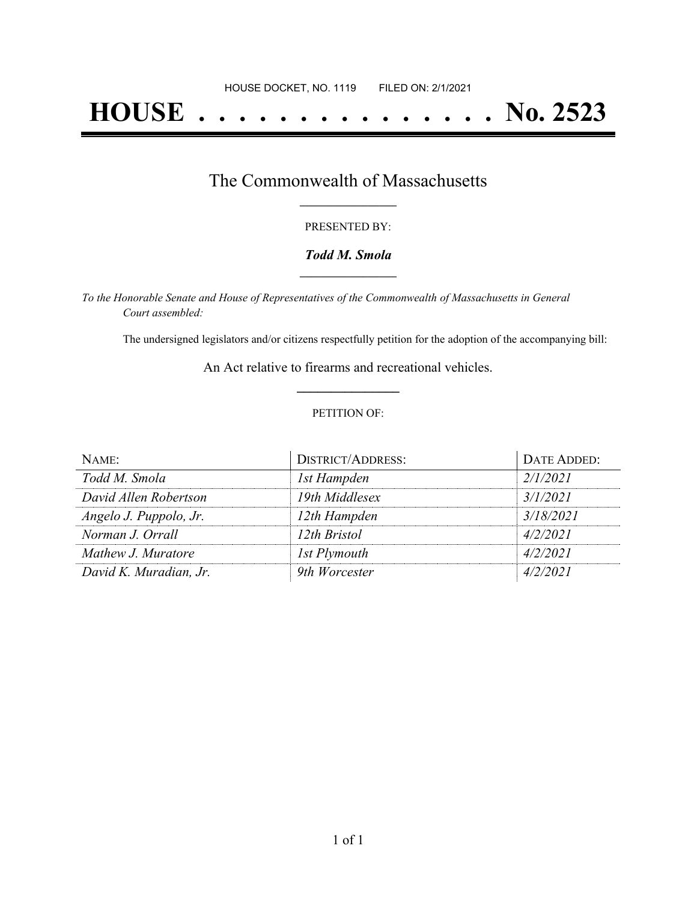HOUSE DOCKET, NO. 1119 FILED ON: 2/1/2021

# HOUSE . . . . . . . . . . . . . . . No. 2523

## The Commonwealth of Massachusetts

PRESENTED BY:

***Todd M. Smola***

*To the Honorable Senate and House of Representatives of the Commonwealth of Massachusetts in General Court assembled:*

The undersigned legislators and/or citizens respectfully petition for the adoption of the accompanying bill:

An Act relative to firearms and recreational vehicles.

PETITION OF:

| NAME: | DISTRICT/ADDRESS: | DATE ADDED: |
| --- | --- | --- |
| *Todd M. Smola* | *1st Hampden* | *2/1/2021* |
| *David Allen Robertson* | *19th Middlesex* | *3/1/2021* |
| *Angelo J. Puppolo, Jr.* | *12th Hampden* | *3/18/2021* |
| *Norman J. Orrall* | *12th Bristol* | *4/2/2021* |
| *Mathew J. Muratore* | *1st Plymouth* | *4/2/2021* |
| *David K. Muradian, Jr.* | *9th Worcester* | *4/2/2021* |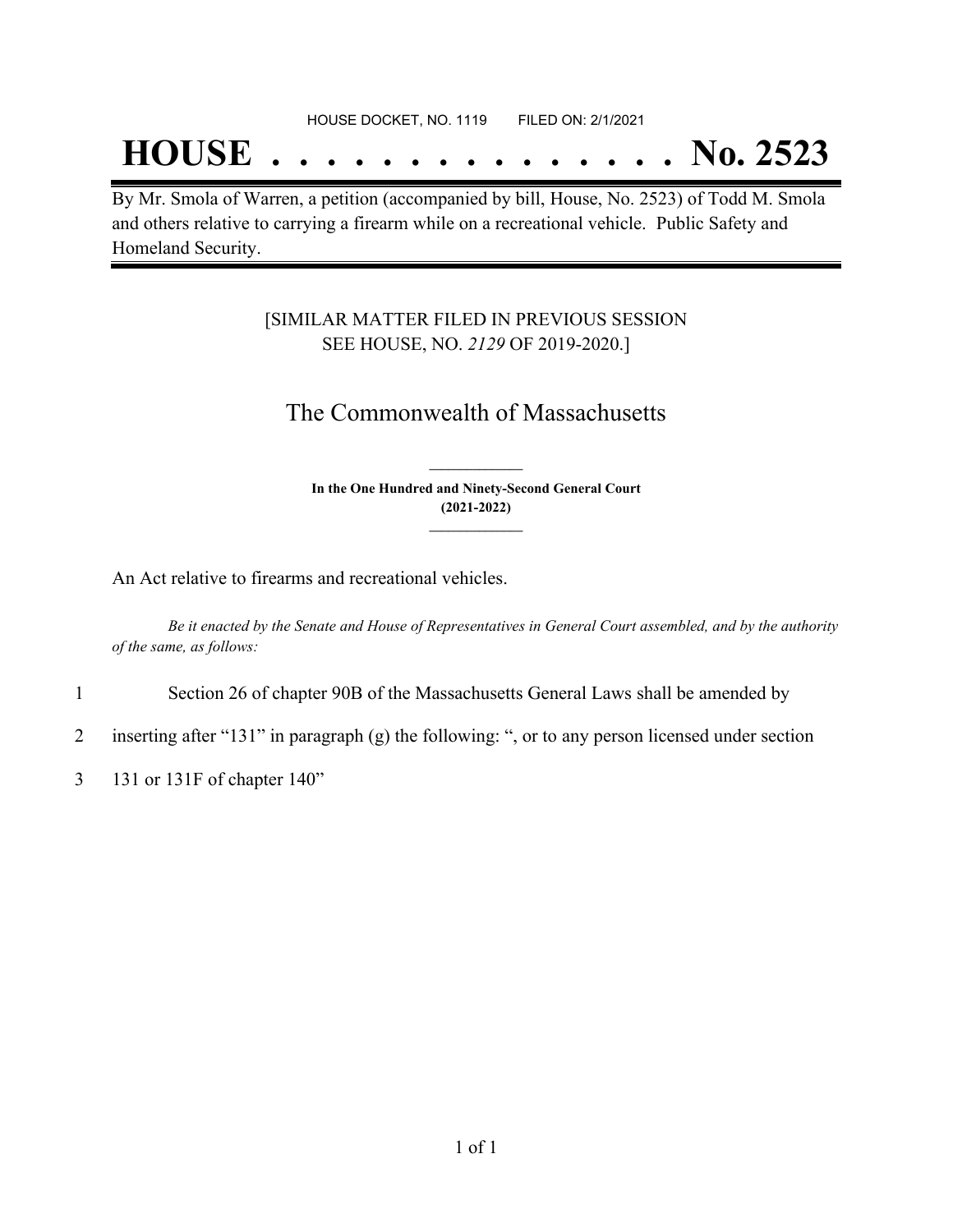HOUSE DOCKET, NO. 1119 FILED ON: 2/1/2021

# HOUSE . . . . . . . . . . . . . . . No. 2523

By Mr. Smola of Warren, a petition (accompanied by bill, House, No. 2523) of Todd M. Smola and others relative to carrying a firearm while on a recreational vehicle. Public Safety and Homeland Security.

[SIMILAR MATTER FILED IN PREVIOUS SESSION SEE HOUSE, NO. *2129* OF 2019-2020.]

## The Commonwealth of Massachusetts

**In the One Hundred and Ninety-Second General Court (2021-2022)**

An Act relative to firearms and recreational vehicles.

*Be it enacted by the Senate and House of Representatives in General Court assembled, and by the authority of the same, as follows:*

1 Section 26 of chapter 90B of the Massachusetts General Laws shall be amended by
2 inserting after "131" in paragraph (g) the following: ", or to any person licensed under section
3 131 or 131F of chapter 140"